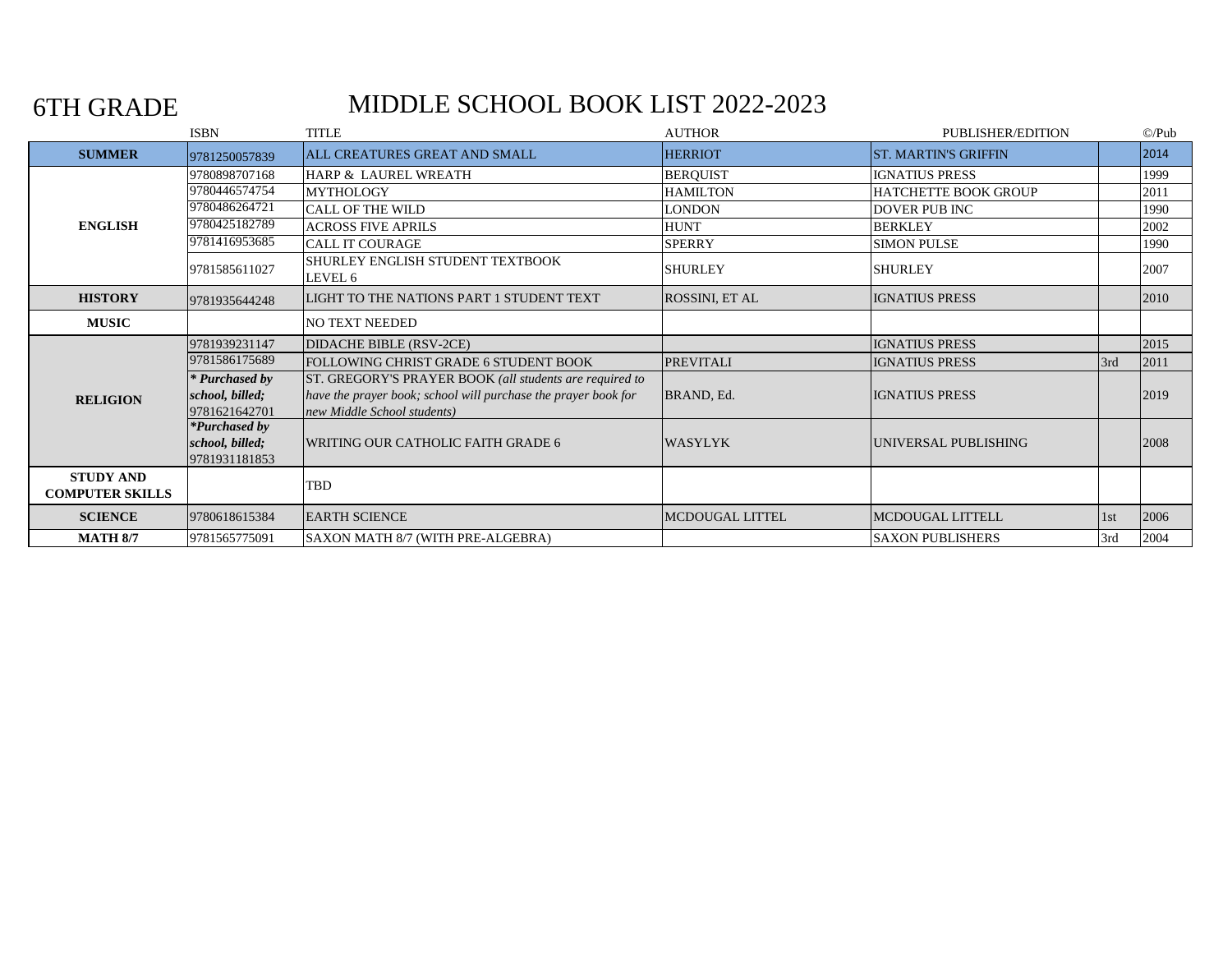# 6TH GRADE

# MIDDLE SCHOOL BOOK LIST 2022-2023

| | ISBN | TITLE | AUTHOR | PUBLISHER/EDITION | | ©/Pub |
|---|---|---|---|---|---|---|
| **SUMMER** | 9781250057839 | ALL CREATURES GREAT AND SMALL | HERRIOT | ST. MARTIN'S GRIFFIN | | 2014 |
| **ENGLISH** | 9780898707168 | HARP & LAUREL WREATH | BERQUIST | IGNATIUS PRESS | | 1999 |
| | 9780446574754 | MYTHOLOGY | HAMILTON | HATCHETTE BOOK GROUP | | 2011 |
| | 9780486264721 | CALL OF THE WILD | LONDON | DOVER PUB INC | | 1990 |
| | 9780425182789 | ACROSS FIVE APRILS | HUNT | BERKLEY | | 2002 |
| | 9781416953685 | CALL IT COURAGE | SPERRY | SIMON PULSE | | 1990 |
| | 9781585611027 | SHURLEY ENGLISH STUDENT TEXTBOOK LEVEL 6 | SHURLEY | SHURLEY | | 2007 |
| **HISTORY** | 9781935644248 | LIGHT TO THE NATIONS PART 1 STUDENT TEXT | ROSSINI, ET AL | IGNATIUS PRESS | | 2010 |
| **MUSIC** | | NO TEXT NEEDED | | | | |
| **RELIGION** | 9781939231147 | DIDACHE BIBLE (RSV-2CE) | | IGNATIUS PRESS | | 2015 |
| | 9781586175689 | FOLLOWING CHRIST GRADE 6 STUDENT BOOK | PREVITALI | IGNATIUS PRESS | 3rd | 2011 |
| | *\* Purchased by school, billed;* 9781621642701 | ST. GREGORY'S PRAYER BOOK *(all students are required to have the prayer book; school will purchase the prayer book for new Middle School students)* | BRAND, Ed. | IGNATIUS PRESS | | 2019 |
| | *\*Purchased by school, billed;* 9781931181853 | WRITING OUR CATHOLIC FAITH GRADE 6 | WASYLYK | UNIVERSAL PUBLISHING | | 2008 |
| **STUDY AND COMPUTER SKILLS** | | TBD | | | | |
| **SCIENCE** | 9780618615384 | EARTH SCIENCE | MCDOUGAL LITTEL | MCDOUGAL LITTELL | 1st | 2006 |
| **MATH 8/7** | 9781565775091 | SAXON MATH 8/7 (WITH PRE-ALGEBRA) | | SAXON PUBLISHERS | 3rd | 2004 |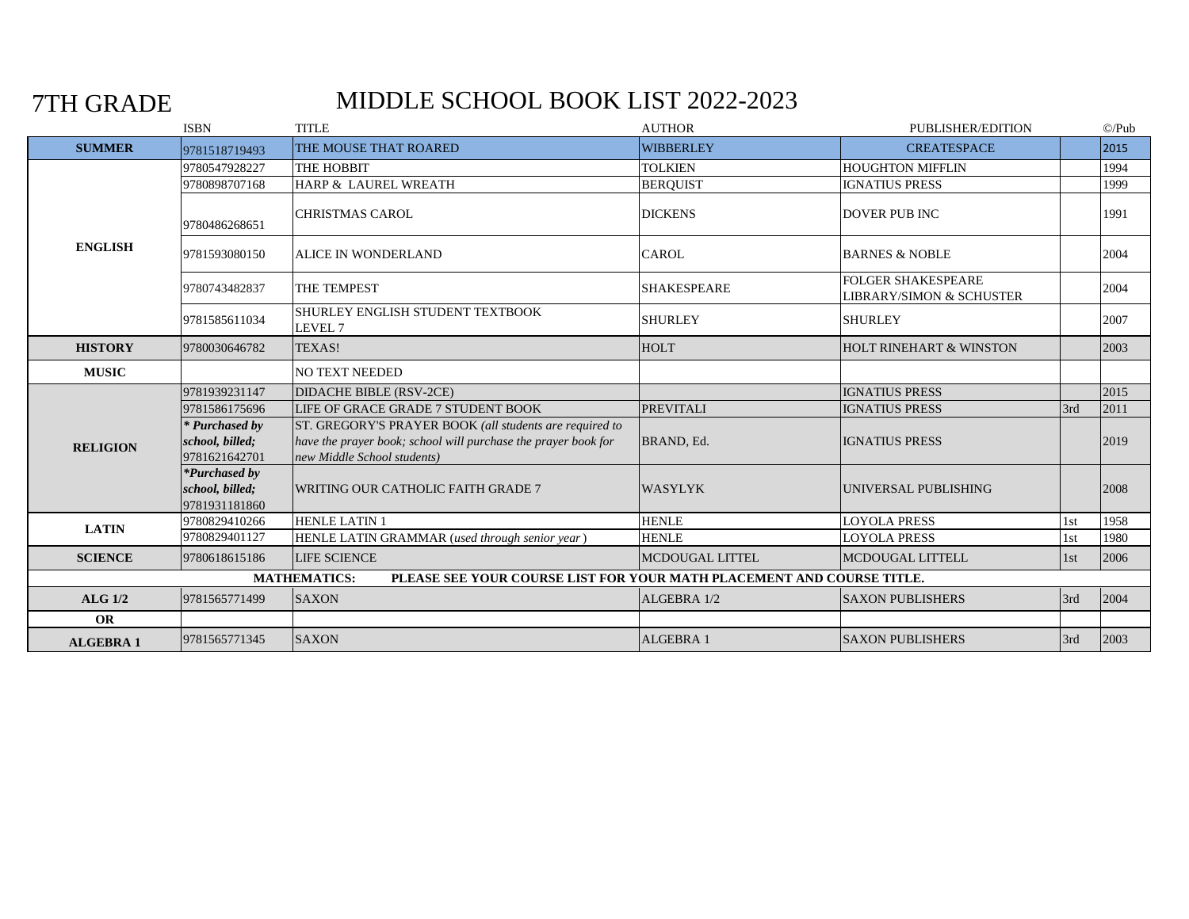# 7TH GRADE

# MIDDLE SCHOOL BOOK LIST 2022-2023

| | ISBN | TITLE | AUTHOR | PUBLISHER/EDITION | | ©/Pub |
|---|---|---|---|---|---|---|
| **SUMMER** | 9781518719493 | THE MOUSE THAT ROARED | WIBBERLEY | CREATESPACE | | 2015 |
| **ENGLISH** | 9780547928227 | THE HOBBIT | TOLKIEN | HOUGHTON MIFFLIN | | 1994 |
| | 9780898707168 | HARP & LAUREL WREATH | BERQUIST | IGNATIUS PRESS | | 1999 |
| | 9780486268651 | CHRISTMAS CAROL | DICKENS | DOVER PUB INC | | 1991 |
| | 9781593080150 | ALICE IN WONDERLAND | CAROL | BARNES & NOBLE | | 2004 |
| | 9780743482837 | THE TEMPEST | SHAKESPEARE | FOLGER SHAKESPEARE LIBRARY/SIMON & SCHUSTER | | 2004 |
| | 9781585611034 | SHURLEY ENGLISH STUDENT TEXTBOOK LEVEL 7 | SHURLEY | SHURLEY | | 2007 |
| **HISTORY** | 9780030646782 | TEXAS! | HOLT | HOLT RINEHART & WINSTON | | 2003 |
| **MUSIC** | | NO TEXT NEEDED | | | | |
| **RELIGION** | 9781939231147 | DIDACHE BIBLE (RSV-2CE) | | IGNATIUS PRESS | | 2015 |
| | 9781586175696 | LIFE OF GRACE GRADE 7 STUDENT BOOK | PREVITALI | IGNATIUS PRESS | 3rd | 2011 |
| | ***Purchased by school, billed;*** 9781621642701 | ST. GREGORY'S PRAYER BOOK *(all students are required to have the prayer book; school will purchase the prayer book for new Middle School students)* | BRAND, Ed. | IGNATIUS PRESS | | 2019 |
| | ***Purchased by school, billed;*** 9781931181860 | WRITING OUR CATHOLIC FAITH GRADE 7 | WASYLYK | UNIVERSAL PUBLISHING | | 2008 |
| **LATIN** | 9780829410266 | HENLE LATIN 1 | HENLE | LOYOLA PRESS | 1st | 1958 |
| | 9780829401127 | HENLE LATIN GRAMMAR *(used through senior year)* | HENLE | LOYOLA PRESS | 1st | 1980 |
| **SCIENCE** | 9780618615186 | LIFE SCIENCE | MCDOUGAL LITTEL | MCDOUGAL LITTELL | 1st | 2006 |
| **MATHEMATICS:** | **PLEASE SEE YOUR COURSE LIST FOR YOUR MATH PLACEMENT AND COURSE TITLE.** | | | | | |
| **ALG 1/2** | 9781565771499 | SAXON | ALGEBRA 1/2 | SAXON PUBLISHERS | 3rd | 2004 |
| **OR** | | | | | | |
| **ALGEBRA 1** | 9781565771345 | SAXON | ALGEBRA 1 | SAXON PUBLISHERS | 3rd | 2003 |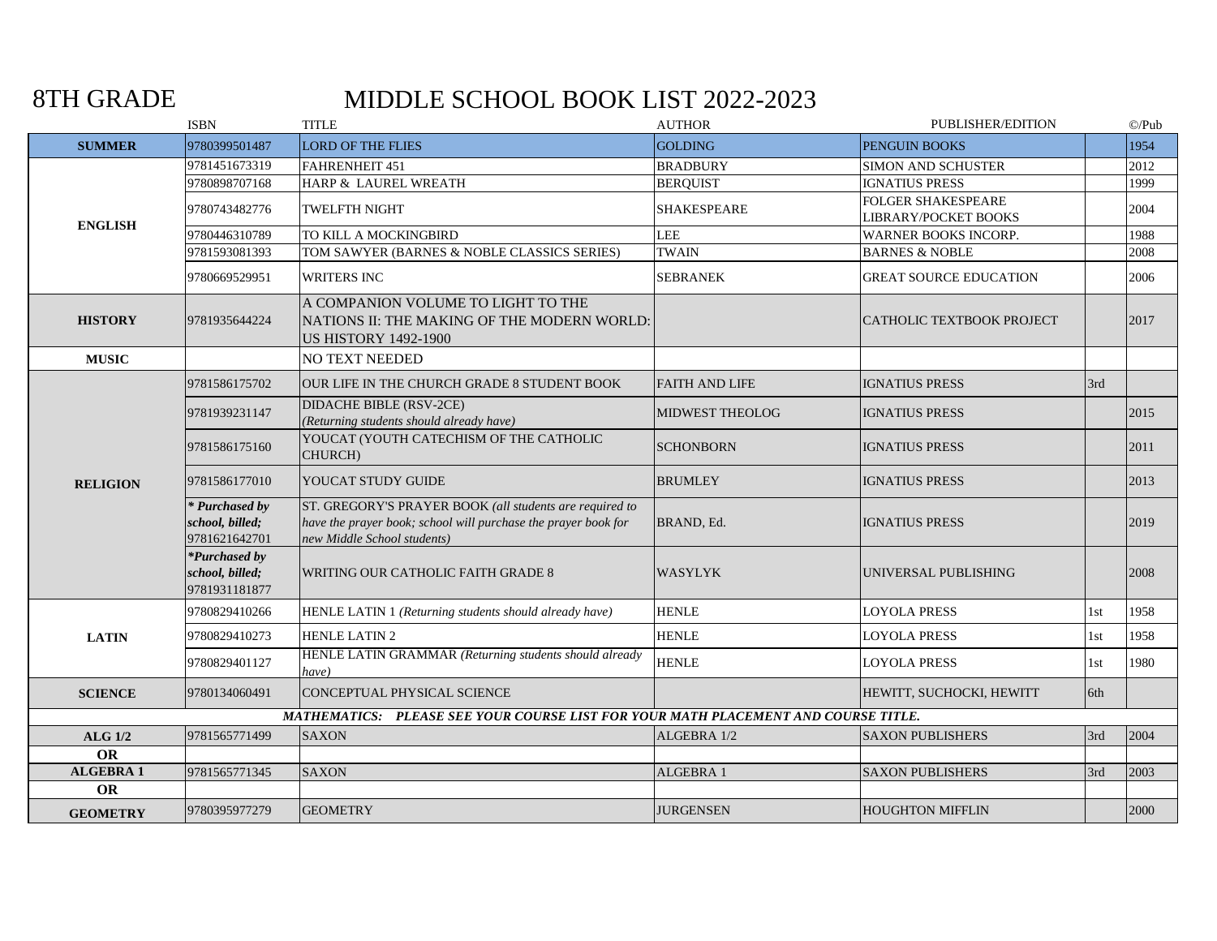# 8TH GRADE

# MIDDLE SCHOOL BOOK LIST 2022-2023

| | ISBN | TITLE | AUTHOR | PUBLISHER/EDITION | | ©/Pub |
|---|---|---|---|---|---|---|
| **SUMMER** | 9780399501487 | LORD OF THE FLIES | GOLDING | PENGUIN BOOKS | | 1954 |
| **ENGLISH** | 9781451673319 | FAHRENHEIT 451 | BRADBURY | SIMON AND SCHUSTER | | 2012 |
| | 9780898707168 | HARP & LAUREL WREATH | BERQUIST | IGNATIUS PRESS | | 1999 |
| | 9780743482776 | TWELFTH NIGHT | SHAKESPEARE | FOLGER SHAKESPEARE LIBRARY/POCKET BOOKS | | 2004 |
| | 9780446310789 | TO KILL A MOCKINGBIRD | LEE | WARNER BOOKS INCORP. | | 1988 |
| | 9781593081393 | TOM SAWYER (BARNES & NOBLE CLASSICS SERIES) | TWAIN | BARNES & NOBLE | | 2008 |
| | 9780669529951 | WRITERS INC | SEBRANEK | GREAT SOURCE EDUCATION | | 2006 |
| **HISTORY** | 9781935644224 | A COMPANION VOLUME TO LIGHT TO THE NATIONS II: THE MAKING OF THE MODERN WORLD: US HISTORY 1492-1900 | | CATHOLIC TEXTBOOK PROJECT | | 2017 |
| **MUSIC** | | NO TEXT NEEDED | | | | |
| **RELIGION** | 9781586175702 | OUR LIFE IN THE CHURCH GRADE 8 STUDENT BOOK | FAITH AND LIFE | IGNATIUS PRESS | 3rd | |
| | 9781939231147 | DIDACHE BIBLE (RSV-2CE) *(Returning students should already have)* | MIDWEST THEOLOG | IGNATIUS PRESS | | 2015 |
| | 9781586175160 | YOUCAT (YOUTH CATECHISM OF THE CATHOLIC CHURCH) | SCHONBORN | IGNATIUS PRESS | | 2011 |
| | 9781586177010 | YOUCAT STUDY GUIDE | BRUMLEY | IGNATIUS PRESS | | 2013 |
| | *\* Purchased by school, billed;* 9781621642701 | ST. GREGORY'S PRAYER BOOK *(all students are required to have the prayer book; school will purchase the prayer book for new Middle School students)* | BRAND, Ed. | IGNATIUS PRESS | | 2019 |
| | *\*Purchased by school, billed;* 9781931181877 | WRITING OUR CATHOLIC FAITH GRADE 8 | WASYLYK | UNIVERSAL PUBLISHING | | 2008 |
| **LATIN** | 9780829410266 | HENLE LATIN 1 *(Returning students should already have)* | HENLE | LOYOLA PRESS | 1st | 1958 |
| | 9780829410273 | HENLE LATIN 2 | HENLE | LOYOLA PRESS | 1st | 1958 |
| | 9780829401127 | HENLE LATIN GRAMMAR *(Returning students should already have)* | HENLE | LOYOLA PRESS | 1st | 1980 |
| **SCIENCE** | 9780134060491 | CONCEPTUAL PHYSICAL SCIENCE | | HEWITT, SUCHOCKI, HEWITT | 6th | |
| ***MATHEMATICS: PLEASE SEE YOUR COURSE LIST FOR YOUR MATH PLACEMENT AND COURSE TITLE.*** | | | | | | |
| **ALG 1/2** | 9781565771499 | SAXON | ALGEBRA 1/2 | SAXON PUBLISHERS | 3rd | 2004 |
| **OR** | | | | | | |
| **ALGEBRA 1** | 9781565771345 | SAXON | ALGEBRA 1 | SAXON PUBLISHERS | 3rd | 2003 |
| **OR** | | | | | | |
| **GEOMETRY** | 9780395977279 | GEOMETRY | JURGENSEN | HOUGHTON MIFFLIN | | 2000 |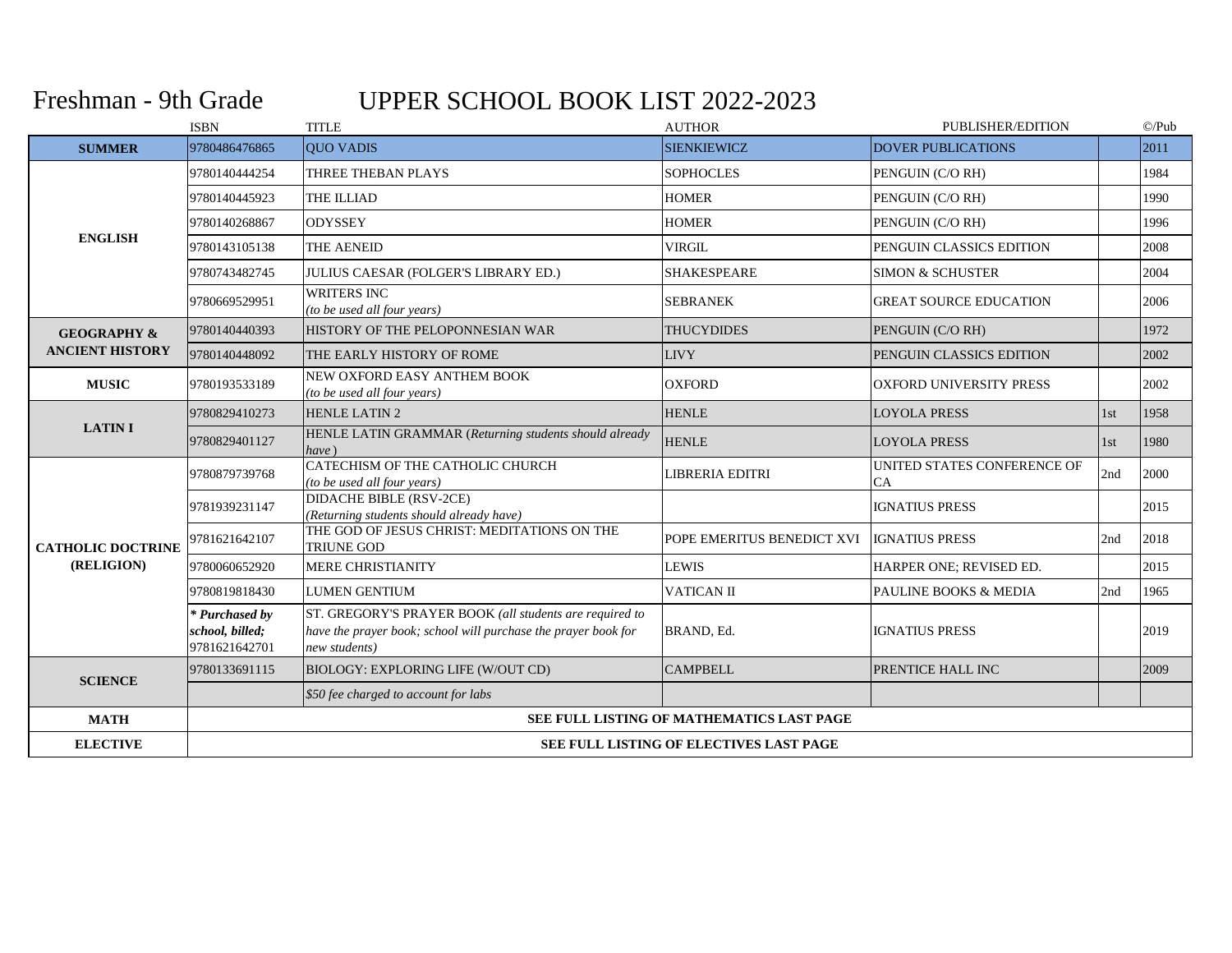# Freshman - 9th Grade

# UPPER SCHOOL BOOK LIST 2022-2023

| | ISBN | TITLE | AUTHOR | PUBLISHER/EDITION | | ©/Pub |
|---|---|---|---|---|---|---|
| **SUMMER** | 9780486476865 | QUO VADIS | SIENKIEWICZ | DOVER PUBLICATIONS | | 2011 |
| **ENGLISH** | 9780140444254 | THREE THEBAN PLAYS | SOPHOCLES | PENGUIN (C/O RH) | | 1984 |
| | 9780140445923 | THE ILLIAD | HOMER | PENGUIN (C/O RH) | | 1990 |
| | 9780140268867 | ODYSSEY | HOMER | PENGUIN (C/O RH) | | 1996 |
| | 9780143105138 | THE AENEID | VIRGIL | PENGUIN CLASSICS EDITION | | 2008 |
| | 9780743482745 | JULIUS CAESAR (FOLGER'S LIBRARY ED.) | SHAKESPEARE | SIMON & SCHUSTER | | 2004 |
| | 9780669529951 | WRITERS INC *(to be used all four years)* | SEBRANEK | GREAT SOURCE EDUCATION | | 2006 |
| **GEOGRAPHY & ANCIENT HISTORY** | 9780140440393 | HISTORY OF THE PELOPONNESIAN WAR | THUCYDIDES | PENGUIN (C/O RH) | | 1972 |
| | 9780140448092 | THE EARLY HISTORY OF ROME | LIVY | PENGUIN CLASSICS EDITION | | 2002 |
| **MUSIC** | 9780193533189 | NEW OXFORD EASY ANTHEM BOOK *(to be used all four years)* | OXFORD | OXFORD UNIVERSITY PRESS | | 2002 |
| **LATIN I** | 9780829410273 | HENLE LATIN 2 | HENLE | LOYOLA PRESS | 1st | 1958 |
| | 9780829401127 | HENLE LATIN GRAMMAR (*Returning students should already have*) | HENLE | LOYOLA PRESS | 1st | 1980 |
| **CATHOLIC DOCTRINE (RELIGION)** | 9780879739768 | CATECHISM OF THE CATHOLIC CHURCH *(to be used all four years)* | LIBRERIA EDITRI | UNITED STATES CONFERENCE OF CA | 2nd | 2000 |
| | 9781939231147 | DIDACHE BIBLE (RSV-2CE) *(Returning students should already have)* | | IGNATIUS PRESS | | 2015 |
| | 9781621642107 | THE GOD OF JESUS CHRIST: MEDITATIONS ON THE TRIUNE GOD | POPE EMERITUS BENEDICT XVI | IGNATIUS PRESS | 2nd | 2018 |
| | 9780060652920 | MERE CHRISTIANITY | LEWIS | HARPER ONE; REVISED ED. | | 2015 |
| | 9780819818430 | LUMEN GENTIUM | VATICAN II | PAULINE BOOKS & MEDIA | 2nd | 1965 |
| | ***Purchased by school, billed;*** 9781621642701 | ST. GREGORY'S PRAYER BOOK *(all students are required to have the prayer book; school will purchase the prayer book for new students)* | BRAND, Ed. | IGNATIUS PRESS | | 2019 |
| **SCIENCE** | 9780133691115 | BIOLOGY: EXPLORING LIFE (W/OUT CD) | CAMPBELL | PRENTICE HALL INC | | 2009 |
| | | *$50 fee charged to account for labs* | | | | |
| **MATH** | **SEE FULL LISTING OF MATHEMATICS LAST PAGE** | | | | | |
| **ELECTIVE** | **SEE FULL LISTING OF ELECTIVES LAST PAGE** | | | | | |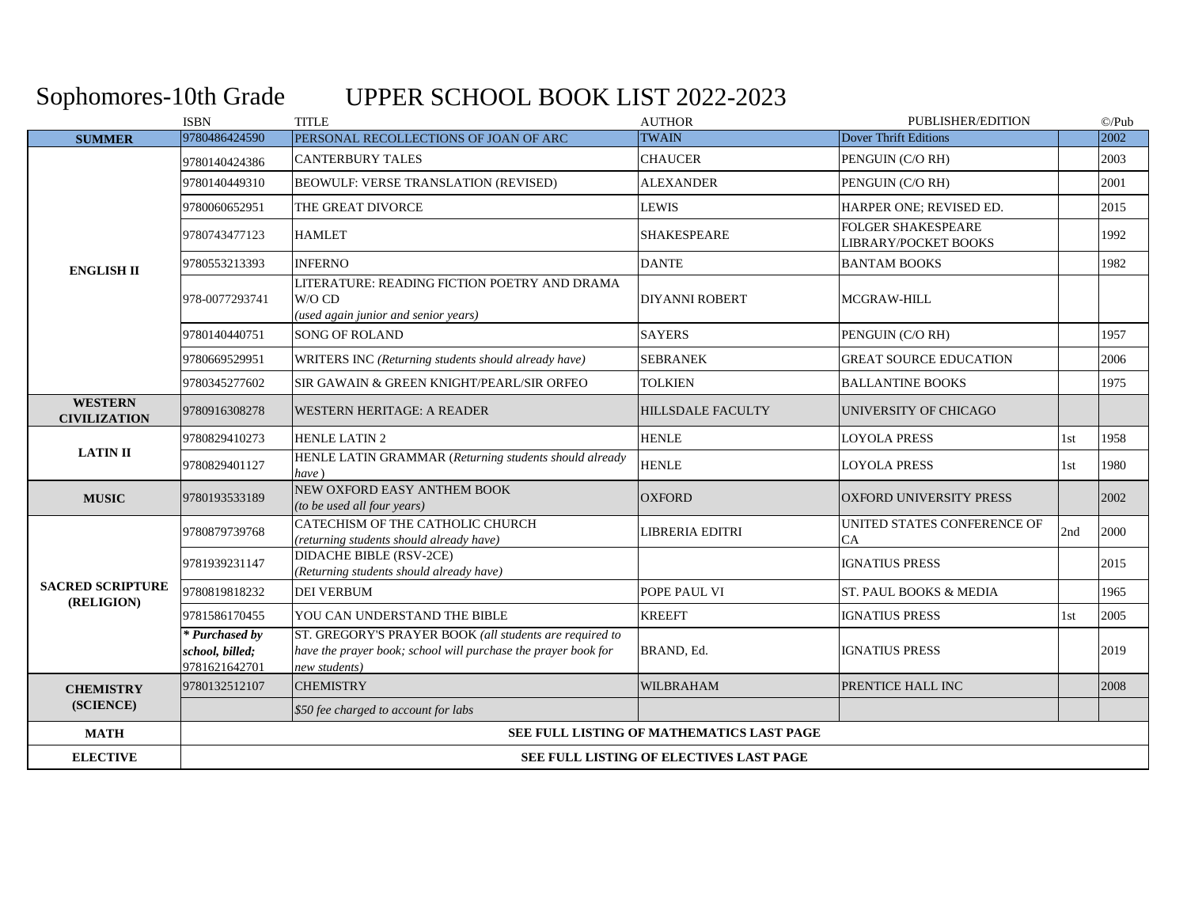# Sophomores-10th Grade UPPER SCHOOL BOOK LIST 2022-2023

| | ISBN | TITLE | AUTHOR | PUBLISHER/EDITION | | ©/Pub |
|---|---|---|---|---|---|---|
| **SUMMER** | 9780486424590 | PERSONAL RECOLLECTIONS OF JOAN OF ARC | TWAIN | Dover Thrift Editions | | 2002 |
| **ENGLISH II** | 9780140424386 | CANTERBURY TALES | CHAUCER | PENGUIN (C/O RH) | | 2003 |
| | 9780140449310 | BEOWULF: VERSE TRANSLATION (REVISED) | ALEXANDER | PENGUIN (C/O RH) | | 2001 |
| | 9780060652951 | THE GREAT DIVORCE | LEWIS | HARPER ONE; REVISED ED. | | 2015 |
| | 9780743477123 | HAMLET | SHAKESPEARE | FOLGER SHAKESPEARE LIBRARY/POCKET BOOKS | | 1992 |
| | 9780553213393 | INFERNO | DANTE | BANTAM BOOKS | | 1982 |
| | 978-0077293741 | LITERATURE: READING FICTION POETRY AND DRAMA W/O CD *(used again junior and senior years)* | DIYANNI ROBERT | MCGRAW-HILL | | |
| | 9780140440751 | SONG OF ROLAND | SAYERS | PENGUIN (C/O RH) | | 1957 |
| | 9780669529951 | WRITERS INC *(Returning students should already have)* | SEBRANEK | GREAT SOURCE EDUCATION | | 2006 |
| | 9780345277602 | SIR GAWAIN & GREEN KNIGHT/PEARL/SIR ORFEO | TOLKIEN | BALLANTINE BOOKS | | 1975 |
| **WESTERN CIVILIZATION** | 9780916308278 | WESTERN HERITAGE: A READER | HILLSDALE FACULTY | UNIVERSITY OF CHICAGO | | |
| **LATIN II** | 9780829410273 | HENLE LATIN 2 | HENLE | LOYOLA PRESS | 1st | 1958 |
| | 9780829401127 | HENLE LATIN GRAMMAR (*Returning students should already have*) | HENLE | LOYOLA PRESS | 1st | 1980 |
| **MUSIC** | 9780193533189 | NEW OXFORD EASY ANTHEM BOOK *(to be used all four years)* | OXFORD | OXFORD UNIVERSITY PRESS | | 2002 |
| **SACRED SCRIPTURE (RELIGION)** | 9780879739768 | CATECHISM OF THE CATHOLIC CHURCH *(returning students should already have)* | LIBRERIA EDITRI | UNITED STATES CONFERENCE OF CA | 2nd | 2000 |
| | 9781939231147 | DIDACHE BIBLE (RSV-2CE) *(Returning students should already have)* | | IGNATIUS PRESS | | 2015 |
| | 9780819818232 | DEI VERBUM | POPE PAUL VI | ST. PAUL BOOKS & MEDIA | | 1965 |
| | 9781586170455 | YOU CAN UNDERSTAND THE BIBLE | KREEFT | IGNATIUS PRESS | 1st | 2005 |
| | *\* Purchased by school, billed;* 9781621642701 | ST. GREGORY'S PRAYER BOOK *(all students are required to have the prayer book; school will purchase the prayer book for new students)* | BRAND, Ed. | IGNATIUS PRESS | | 2019 |
| **CHEMISTRY (SCIENCE)** | 9780132512107 | CHEMISTRY | WILBRAHAM | PRENTICE HALL INC | | 2008 |
| | | *$50 fee charged to account for labs* | | | | |
| **MATH** | **SEE FULL LISTING OF MATHEMATICS LAST PAGE** | | | | | |
| **ELECTIVE** | **SEE FULL LISTING OF ELECTIVES LAST PAGE** | | | | | |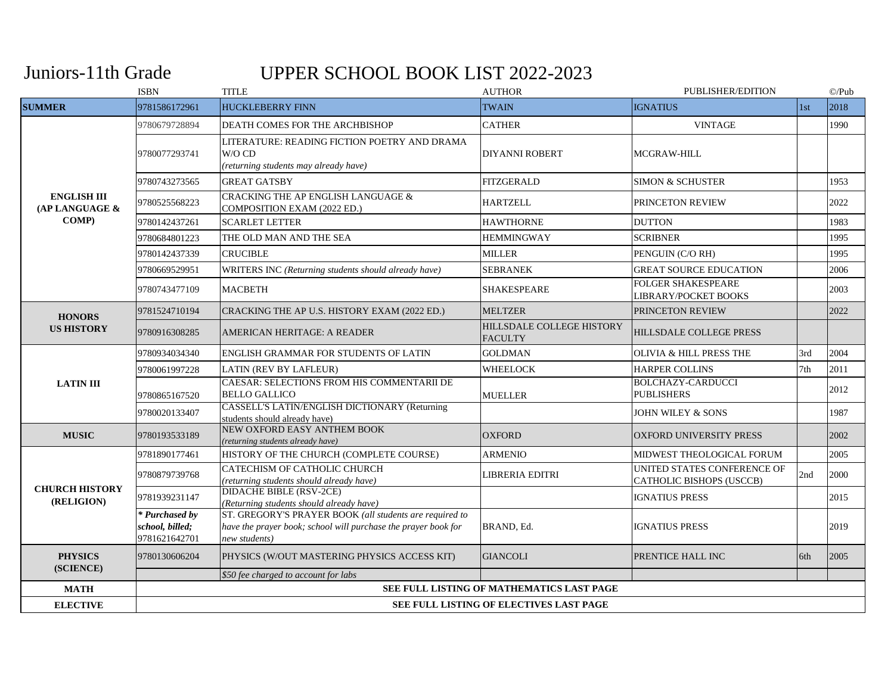Juniors-11th Grade

# UPPER SCHOOL BOOK LIST 2022-2023

| | ISBN | TITLE | AUTHOR | PUBLISHER/EDITION | | ©/Pub |
|---|---|---|---|---|---|---|
| **SUMMER** | 9781586172961 | HUCKLEBERRY FINN | TWAIN | IGNATIUS | 1st | 2018 |
| **ENGLISH III (AP LANGUAGE & COMP)** | 9780679728894 | DEATH COMES FOR THE ARCHBISHOP | CATHER | VINTAGE | | 1990 |
| | 9780077293741 | LITERATURE: READING FICTION POETRY AND DRAMA W/O CD *(returning students may already have)* | DIYANNI ROBERT | MCGRAW-HILL | | |
| | 9780743273565 | GREAT GATSBY | FITZGERALD | SIMON & SCHUSTER | | 1953 |
| | 9780525568223 | CRACKING THE AP ENGLISH LANGUAGE & COMPOSITION EXAM (2022 ED.) | HARTZELL | PRINCETON REVIEW | | 2022 |
| | 9780142437261 | SCARLET LETTER | HAWTHORNE | DUTTON | | 1983 |
| | 9780684801223 | THE OLD MAN AND THE SEA | HEMMINGWAY | SCRIBNER | | 1995 |
| | 9780142437339 | CRUCIBLE | MILLER | PENGUIN (C/O RH) | | 1995 |
| | 9780669529951 | WRITERS INC *(Returning students should already have)* | SEBRANEK | GREAT SOURCE EDUCATION | | 2006 |
| | 9780743477109 | MACBETH | SHAKESPEARE | FOLGER SHAKESPEARE LIBRARY/POCKET BOOKS | | 2003 |
| **HONORS US HISTORY** | 9781524710194 | CRACKING THE AP U.S. HISTORY EXAM (2022 ED.) | MELTZER | PRINCETON REVIEW | | 2022 |
| | 9780916308285 | AMERICAN HERITAGE: A READER | HILLSDALE COLLEGE HISTORY FACULTY | HILLSDALE COLLEGE PRESS | | |
| **LATIN III** | 9780934034340 | ENGLISH GRAMMAR FOR STUDENTS OF LATIN | GOLDMAN | OLIVIA & HILL PRESS THE | 3rd | 2004 |
| | 9780061997228 | LATIN (REV BY LAFLEUR) | WHEELOCK | HARPER COLLINS | 7th | 2011 |
| | 9780865167520 | CAESAR: SELECTIONS FROM HIS COMMENTARII DE BELLO GALLICO | MUELLER | BOLCHAZY-CARDUCCI PUBLISHERS | | 2012 |
| | 9780020133407 | CASSELL'S LATIN/ENGLISH DICTIONARY (Returning students should already have) | | JOHN WILEY & SONS | | 1987 |
| **MUSIC** | 9780193533189 | NEW OXFORD EASY ANTHEM BOOK *(returning students already have)* | OXFORD | OXFORD UNIVERSITY PRESS | | 2002 |
| **CHURCH HISTORY (RELIGION)** | 9781890177461 | HISTORY OF THE CHURCH (COMPLETE COURSE) | ARMENIO | MIDWEST THEOLOGICAL FORUM | | 2005 |
| | 9780879739768 | CATECHISM OF CATHOLIC CHURCH *(returning students should already have)* | LIBRERIA EDITRI | UNITED STATES CONFERENCE OF CATHOLIC BISHOPS (USCCB) | 2nd | 2000 |
| | 9781939231147 | DIDACHE BIBLE (RSV-2CE) *(Returning students should already have)* | | IGNATIUS PRESS | | 2015 |
| | ***Purchased by school, billed;*** 9781621642701 | ST. GREGORY'S PRAYER BOOK *(all students are required to have the prayer book; school will purchase the prayer book for new students)* | BRAND, Ed. | IGNATIUS PRESS | | 2019 |
| **PHYSICS (SCIENCE)** | 9780130606204 | PHYSICS (W/OUT MASTERING PHYSICS ACCESS KIT) | GIANCOLI | PRENTICE HALL INC | 6th | 2005 |
| | | *$50 fee charged to account for labs* | | | | |
| **MATH** | **SEE FULL LISTING OF MATHEMATICS LAST PAGE** | | | | | |
| **ELECTIVE** | **SEE FULL LISTING OF ELECTIVES LAST PAGE** | | | | | |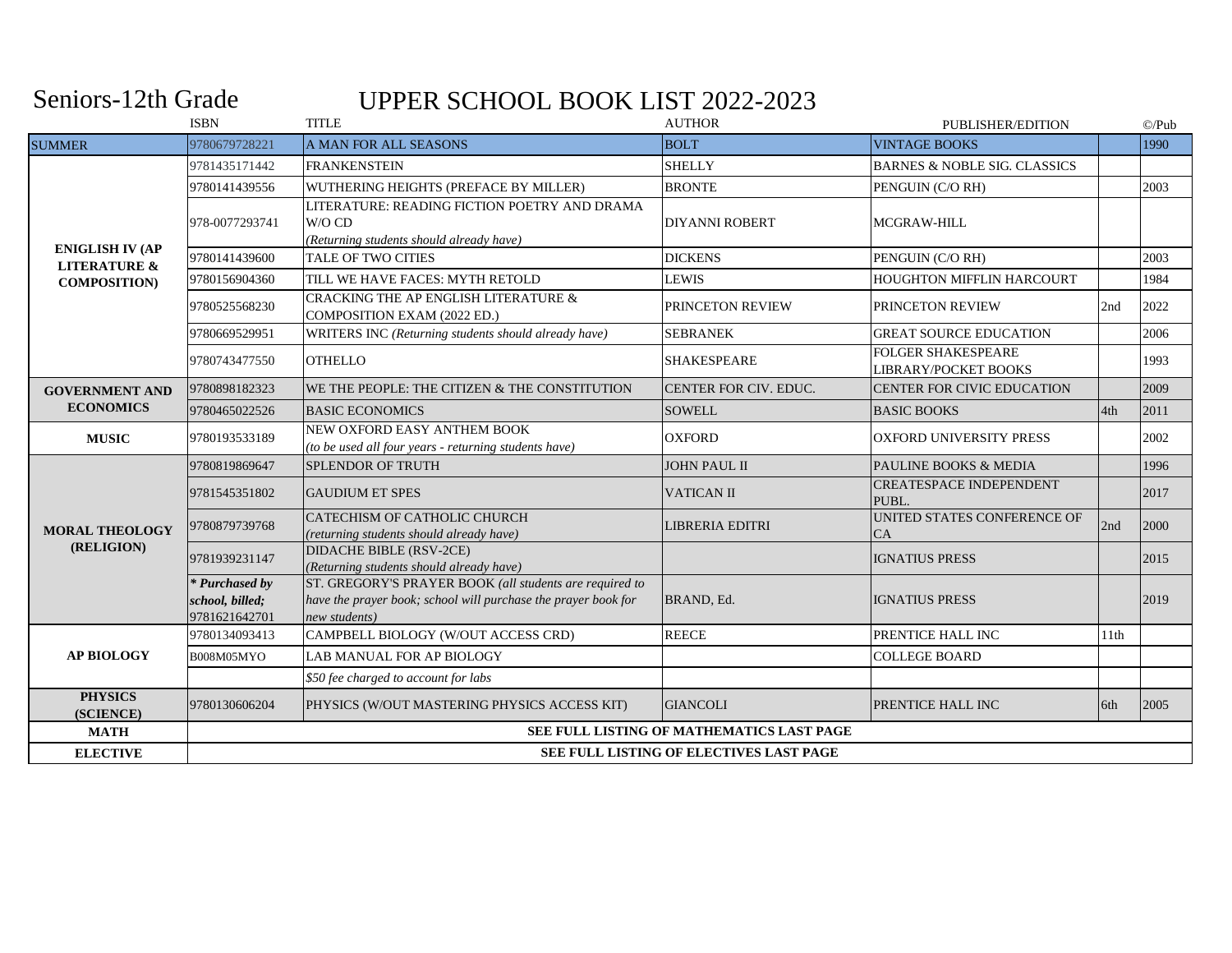# Seniors-12th Grade

# UPPER SCHOOL BOOK LIST 2022-2023

| | ISBN | TITLE | AUTHOR | PUBLISHER/EDITION | | ©/Pub |
|---|---|---|---|---|---|---|
| SUMMER | 9780679728221 | A MAN FOR ALL SEASONS | BOLT | VINTAGE BOOKS | | 1990 |
| **ENIGLISH IV (AP LITERATURE & COMPOSITION)** | 9781435171442 | FRANKENSTEIN | SHELLY | BARNES & NOBLE SIG. CLASSICS | | |
| | 9780141439556 | WUTHERING HEIGHTS (PREFACE BY MILLER) | BRONTE | PENGUIN (C/O RH) | | 2003 |
| | 978-0077293741 | LITERATURE: READING FICTION POETRY AND DRAMA W/O CD *(Returning students should already have)* | DIYANNI ROBERT | MCGRAW-HILL | | |
| | 9780141439600 | TALE OF TWO CITIES | DICKENS | PENGUIN (C/O RH) | | 2003 |
| | 9780156904360 | TILL WE HAVE FACES: MYTH RETOLD | LEWIS | HOUGHTON MIFFLIN HARCOURT | | 1984 |
| | 9780525568230 | CRACKING THE AP ENGLISH LITERATURE & COMPOSITION EXAM (2022 ED.) | PRINCETON REVIEW | PRINCETON REVIEW | 2nd | 2022 |
| | 9780669529951 | WRITERS INC *(Returning students should already have)* | SEBRANEK | GREAT SOURCE EDUCATION | | 2006 |
| | 9780743477550 | OTHELLO | SHAKESPEARE | FOLGER SHAKESPEARE LIBRARY/POCKET BOOKS | | 1993 |
| **GOVERNMENT AND ECONOMICS** | 9780898182323 | WE THE PEOPLE: THE CITIZEN & THE CONSTITUTION | CENTER FOR CIV. EDUC. | CENTER FOR CIVIC EDUCATION | | 2009 |
| | 9780465022526 | BASIC ECONOMICS | SOWELL | BASIC BOOKS | 4th | 2011 |
| **MUSIC** | 9780193533189 | NEW OXFORD EASY ANTHEM BOOK *(to be used all four years - returning students have)* | OXFORD | OXFORD UNIVERSITY PRESS | | 2002 |
| **MORAL THEOLOGY (RELIGION)** | 9780819869647 | SPLENDOR OF TRUTH | JOHN PAUL II | PAULINE BOOKS & MEDIA | | 1996 |
| | 9781545351802 | GAUDIUM ET SPES | VATICAN II | CREATESPACE INDEPENDENT PUBL. | | 2017 |
| | 9780879739768 | CATECHISM OF CATHOLIC CHURCH *(returning students should already have)* | LIBRERIA EDITRI | UNITED STATES CONFERENCE OF CA | 2nd | 2000 |
| | 9781939231147 | DIDACHE BIBLE (RSV-2CE) *(Returning students should already have)* | | IGNATIUS PRESS | | 2015 |
| | ***\* Purchased by school, billed;*** 9781621642701 | ST. GREGORY'S PRAYER BOOK *(all students are required to have the prayer book; school will purchase the prayer book for new students)* | BRAND, Ed. | IGNATIUS PRESS | | 2019 |
| **AP BIOLOGY** | 9780134093413 | CAMPBELL BIOLOGY (W/OUT ACCESS CRD) | REECE | PRENTICE HALL INC | 11th | |
| | B008M05MYO | LAB MANUAL FOR AP BIOLOGY | | COLLEGE BOARD | | |
| | | *$50 fee charged to account for labs* | | | | |
| **PHYSICS (SCIENCE)** | 9780130606204 | PHYSICS (W/OUT MASTERING PHYSICS ACCESS KIT) | GIANCOLI | PRENTICE HALL INC | 6th | 2005 |
| **MATH** | **SEE FULL LISTING OF MATHEMATICS LAST PAGE** | | | | | |
| **ELECTIVE** | **SEE FULL LISTING OF ELECTIVES LAST PAGE** | | | | | |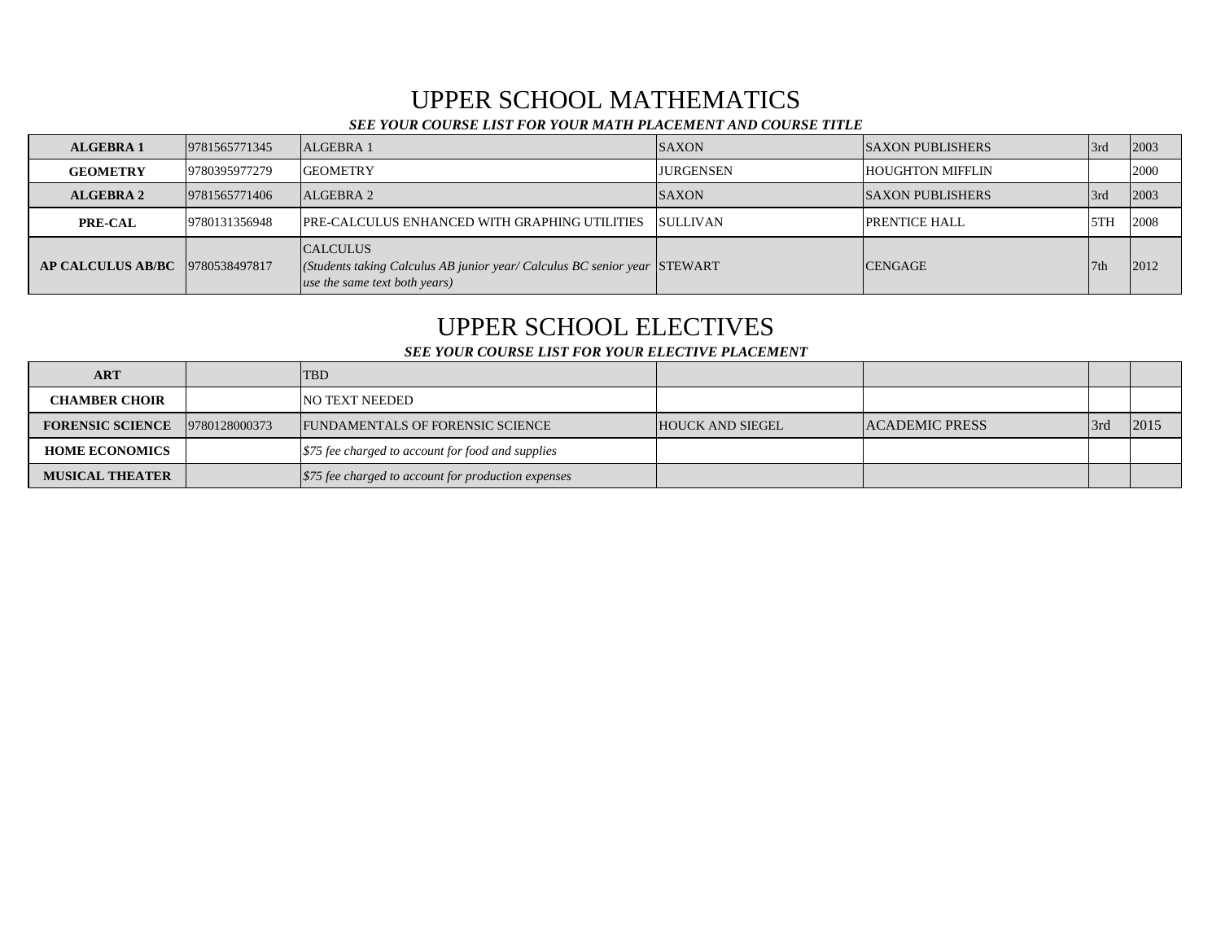# UPPER SCHOOL MATHEMATICS

***SEE YOUR COURSE LIST FOR YOUR MATH PLACEMENT AND COURSE TITLE***

| | | | | | | |
|---|---|---|---|---|---|---|
| **ALGEBRA 1** | 9781565771345 | ALGEBRA 1 | SAXON | SAXON PUBLISHERS | 3rd | 2003 |
| **GEOMETRY** | 9780395977279 | GEOMETRY | JURGENSEN | HOUGHTON MIFFLIN | | 2000 |
| **ALGEBRA 2** | 9781565771406 | ALGEBRA 2 | SAXON | SAXON PUBLISHERS | 3rd | 2003 |
| **PRE-CAL** | 9780131356948 | PRE-CALCULUS ENHANCED WITH GRAPHING UTILITIES | SULLIVAN | PRENTICE HALL | 5TH | 2008 |
| **AP CALCULUS AB/BC** | 9780538497817 | CALCULUS *(Students taking Calculus AB junior year/ Calculus BC senior year use the same text both years)* | STEWART | CENGAGE | 7th | 2012 |

# UPPER SCHOOL ELECTIVES

***SEE YOUR COURSE LIST FOR YOUR ELECTIVE PLACEMENT***

| | | | | | | |
|---|---|---|---|---|---|---|
| **ART** | | TBD | | | | |
| **CHAMBER CHOIR** | | NO TEXT NEEDED | | | | |
| **FORENSIC SCIENCE** | 9780128000373 | FUNDAMENTALS OF FORENSIC SCIENCE | HOUCK AND SIEGEL | ACADEMIC PRESS | 3rd | 2015 |
| **HOME ECONOMICS** | | *$75 fee charged to account for food and supplies* | | | | |
| **MUSICAL THEATER** | | *$75 fee charged to account for production expenses* | | | | |